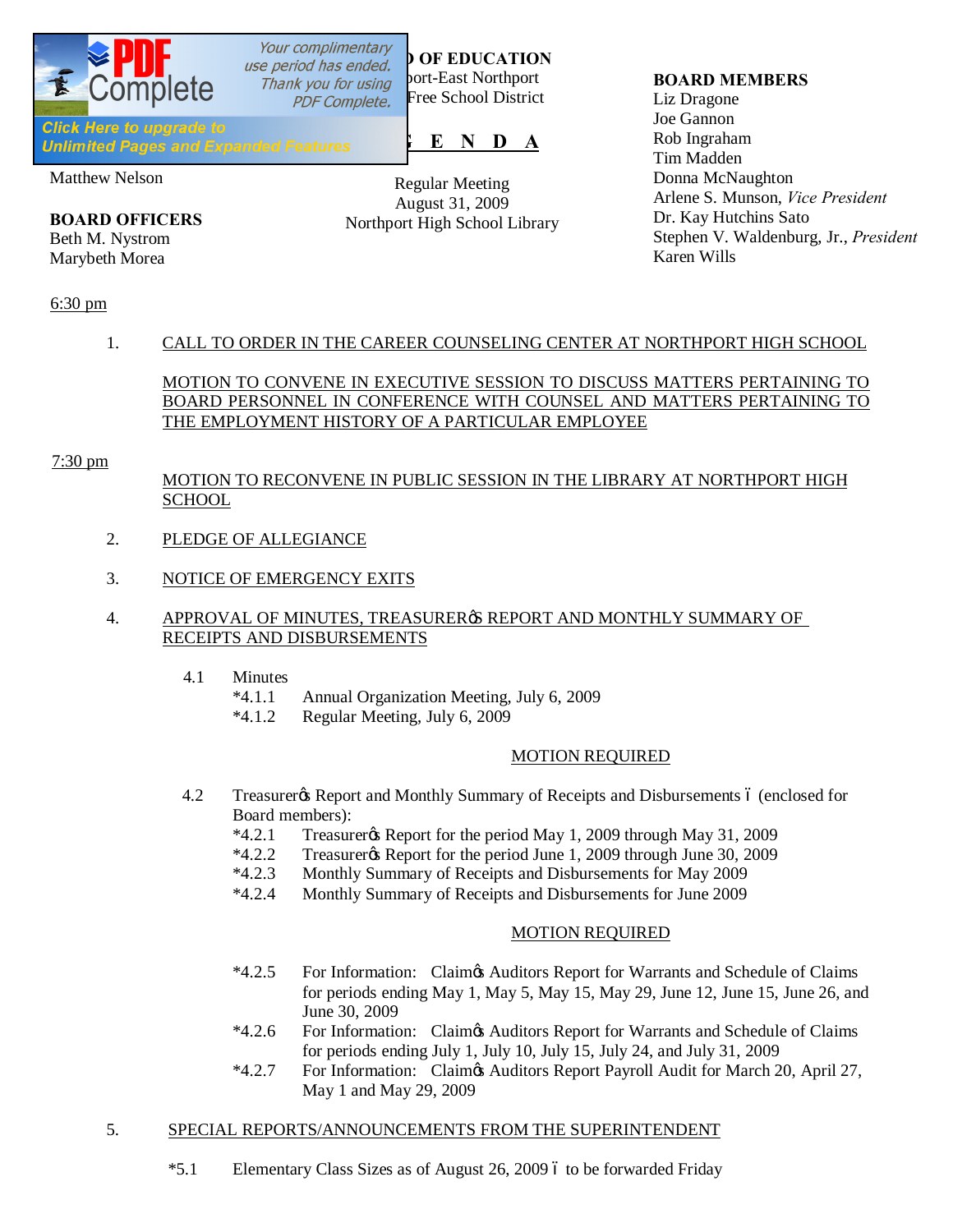**OF EDUCATION**
port-East Northport
Free School District

**E N D A**

Matthew Nelson

**BOARD OFFICERS**
Beth M. Nystrom
Marybeth Morea

Regular Meeting
August 31, 2009
Northport High School Library

**BOARD MEMBERS**
Liz Dragone
Joe Gannon
Rob Ingraham
Tim Madden
Donna McNaughton
Arlene S. Munson, *Vice President*
Dr. Kay Hutchins Sato
Stephen V. Waldenburg, Jr., *President*
Karen Wills

6:30 pm

1. CALL TO ORDER IN THE CAREER COUNSELING CENTER AT NORTHPORT HIGH SCHOOL

   MOTION TO CONVENE IN EXECUTIVE SESSION TO DISCUSS MATTERS PERTAINING TO BOARD PERSONNEL IN CONFERENCE WITH COUNSEL AND MATTERS PERTAINING TO THE EMPLOYMENT HISTORY OF A PARTICULAR EMPLOYEE

7:30 pm

MOTION TO RECONVENE IN PUBLIC SESSION IN THE LIBRARY AT NORTHPORT HIGH SCHOOL

2. PLEDGE OF ALLEGIANCE

3. NOTICE OF EMERGENCY EXITS

4. APPROVAL OF MINUTES, TREASURER'S REPORT AND MONTHLY SUMMARY OF RECEIPTS AND DISBURSEMENTS

   4.1 Minutes
   - *4.1.1 Annual Organization Meeting, July 6, 2009
   - *4.1.2 Regular Meeting, July 6, 2009

   MOTION REQUIRED

   4.2 Treasurer's Report and Monthly Summary of Receipts and Disbursements – (enclosed for Board members):
   - *4.2.1 Treasurer's Report for the period May 1, 2009 through May 31, 2009
   - *4.2.2 Treasurer's Report for the period June 1, 2009 through June 30, 2009
   - *4.2.3 Monthly Summary of Receipts and Disbursements for May 2009
   - *4.2.4 Monthly Summary of Receipts and Disbursements for June 2009

   MOTION REQUIRED

   - *4.2.5 For Information: Claim's Auditors Report for Warrants and Schedule of Claims for periods ending May 1, May 5, May 15, May 29, June 12, June 15, June 26, and June 30, 2009
   - *4.2.6 For Information: Claim's Auditors Report for Warrants and Schedule of Claims for periods ending July 1, July 10, July 15, July 24, and July 31, 2009
   - *4.2.7 For Information: Claim's Auditors Report Payroll Audit for March 20, April 27, May 1 and May 29, 2009

5. SPECIAL REPORTS/ANNOUNCEMENTS FROM THE SUPERINTENDENT

   *5.1 Elementary Class Sizes as of August 26, 2009 – to be forwarded Friday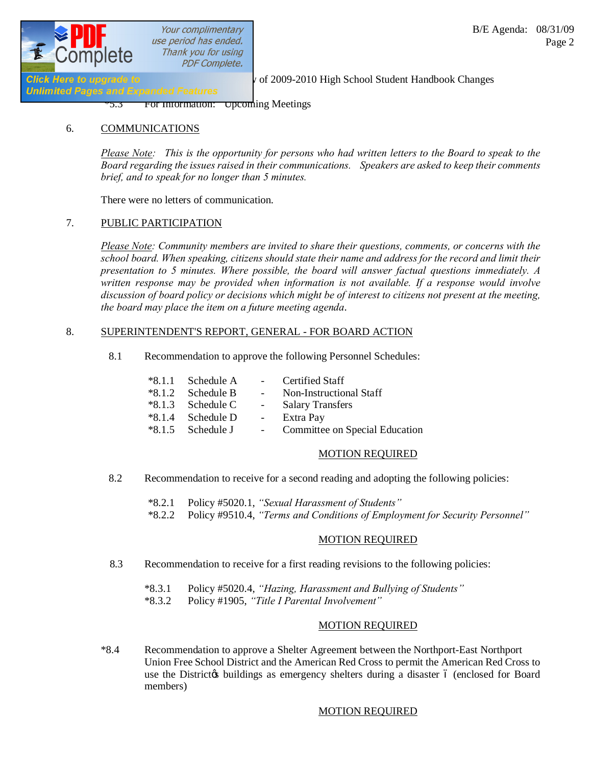*5.2 ... of 2009-2010 High School Student Handbook Changes

*5.3 For Information: Upcoming Meetings

6. COMMUNICATIONS

*Please Note: This is the opportunity for persons who had written letters to the Board to speak to the Board regarding the issues raised in their communications. Speakers are asked to keep their comments brief, and to speak for no longer than 5 minutes.*

There were no letters of communication.

7. PUBLIC PARTICIPATION

*Please Note: Community members are invited to share their questions, comments, or concerns with the school board. When speaking, citizens should state their name and address for the record and limit their presentation to 5 minutes. Where possible, the board will answer factual questions immediately. A written response may be provided when information is not available. If a response would involve discussion of board policy or decisions which might be of interest to citizens not present at the meeting, the board may place the item on a future meeting agenda.*

8. SUPERINTENDENT'S REPORT, GENERAL - FOR BOARD ACTION

8.1 Recommendation to approve the following Personnel Schedules:

*8.1.1 Schedule A - Certified Staff
*8.1.2 Schedule B - Non-Instructional Staff
*8.1.3 Schedule C - Salary Transfers
*8.1.4 Schedule D - Extra Pay
*8.1.5 Schedule J - Committee on Special Education

MOTION REQUIRED

8.2 Recommendation to receive for a second reading and adopting the following policies:

*8.2.1 Policy #5020.1, *"Sexual Harassment of Students"*
*8.2.2 Policy #9510.4, *"Terms and Conditions of Employment for Security Personnel"*

MOTION REQUIRED

8.3 Recommendation to receive for a first reading revisions to the following policies:

*8.3.1 Policy #5020.4, *"Hazing, Harassment and Bullying of Students"*
*8.3.2 Policy #1905, *"Title I Parental Involvement"*

MOTION REQUIRED

*8.4 Recommendation to approve a Shelter Agreement between the Northport-East Northport Union Free School District and the American Red Cross to permit the American Red Cross to use the District's buildings as emergency shelters during a disaster – (enclosed for Board members)

MOTION REQUIRED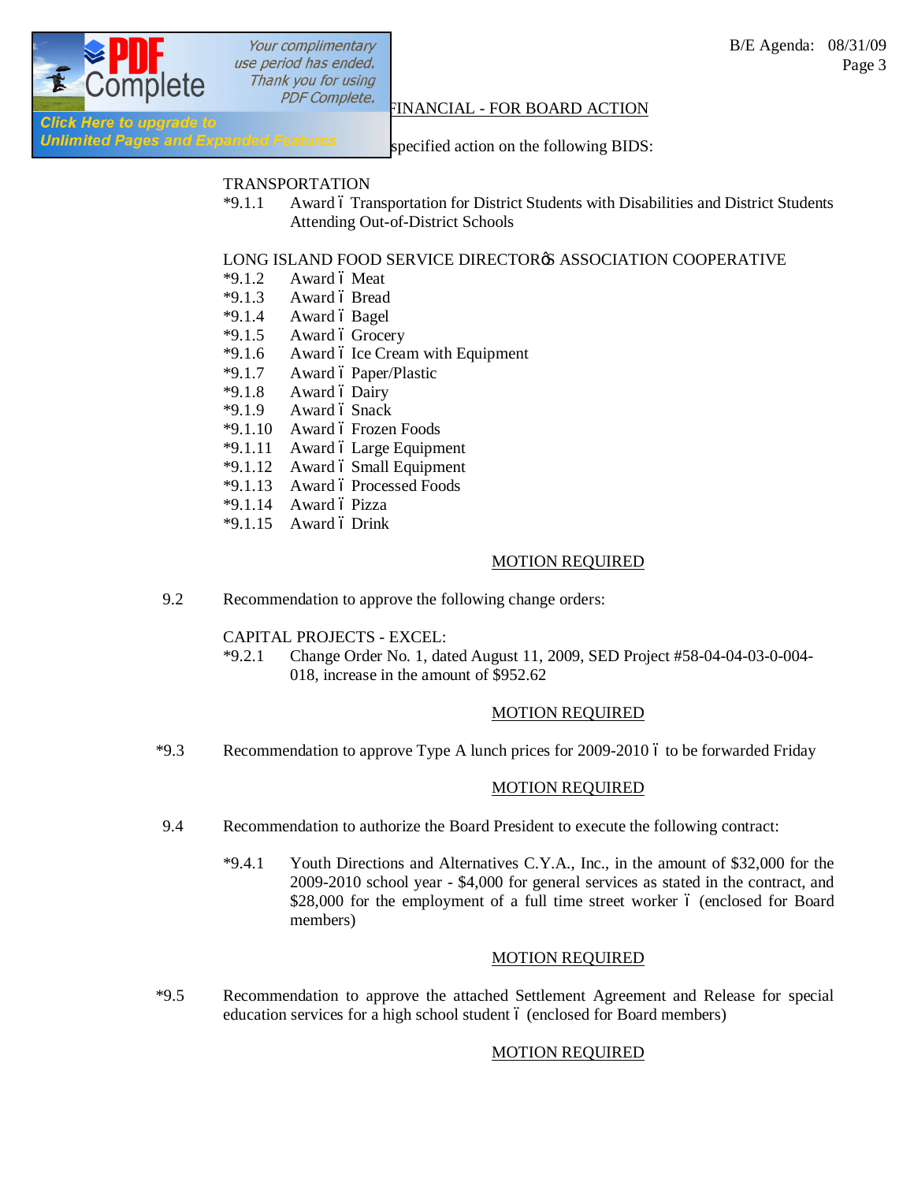FINANCIAL - FOR BOARD ACTION

specified action on the following BIDS:

TRANSPORTATION

*9.1.1 Award ó Transportation for District Students with Disabilities and District Students Attending Out-of-District Schools

LONG ISLAND FOOD SERVICE DIRECTORøS ASSOCIATION COOPERATIVE

*9.1.2 Award ó Meat
*9.1.3 Award ó Bread
*9.1.4 Award ó Bagel
*9.1.5 Award ó Grocery
*9.1.6 Award ó Ice Cream with Equipment
*9.1.7 Award ó Paper/Plastic
*9.1.8 Award ó Dairy
*9.1.9 Award ó Snack
*9.1.10 Award ó Frozen Foods
*9.1.11 Award ó Large Equipment
*9.1.12 Award ó Small Equipment
*9.1.13 Award ó Processed Foods
*9.1.14 Award ó Pizza
*9.1.15 Award ó Drink

MOTION REQUIRED

9.2 Recommendation to approve the following change orders:

CAPITAL PROJECTS - EXCEL:

*9.2.1 Change Order No. 1, dated August 11, 2009, SED Project #58-04-04-03-0-004-018, increase in the amount of $952.62

MOTION REQUIRED

*9.3 Recommendation to approve Type A lunch prices for 2009-2010 ó to be forwarded Friday

MOTION REQUIRED

9.4 Recommendation to authorize the Board President to execute the following contract:

*9.4.1 Youth Directions and Alternatives C.Y.A., Inc., in the amount of $32,000 for the 2009-2010 school year - $4,000 for general services as stated in the contract, and $28,000 for the employment of a full time street worker ó (enclosed for Board members)

MOTION REQUIRED

*9.5 Recommendation to approve the attached Settlement Agreement and Release for special education services for a high school student ó (enclosed for Board members)

MOTION REQUIRED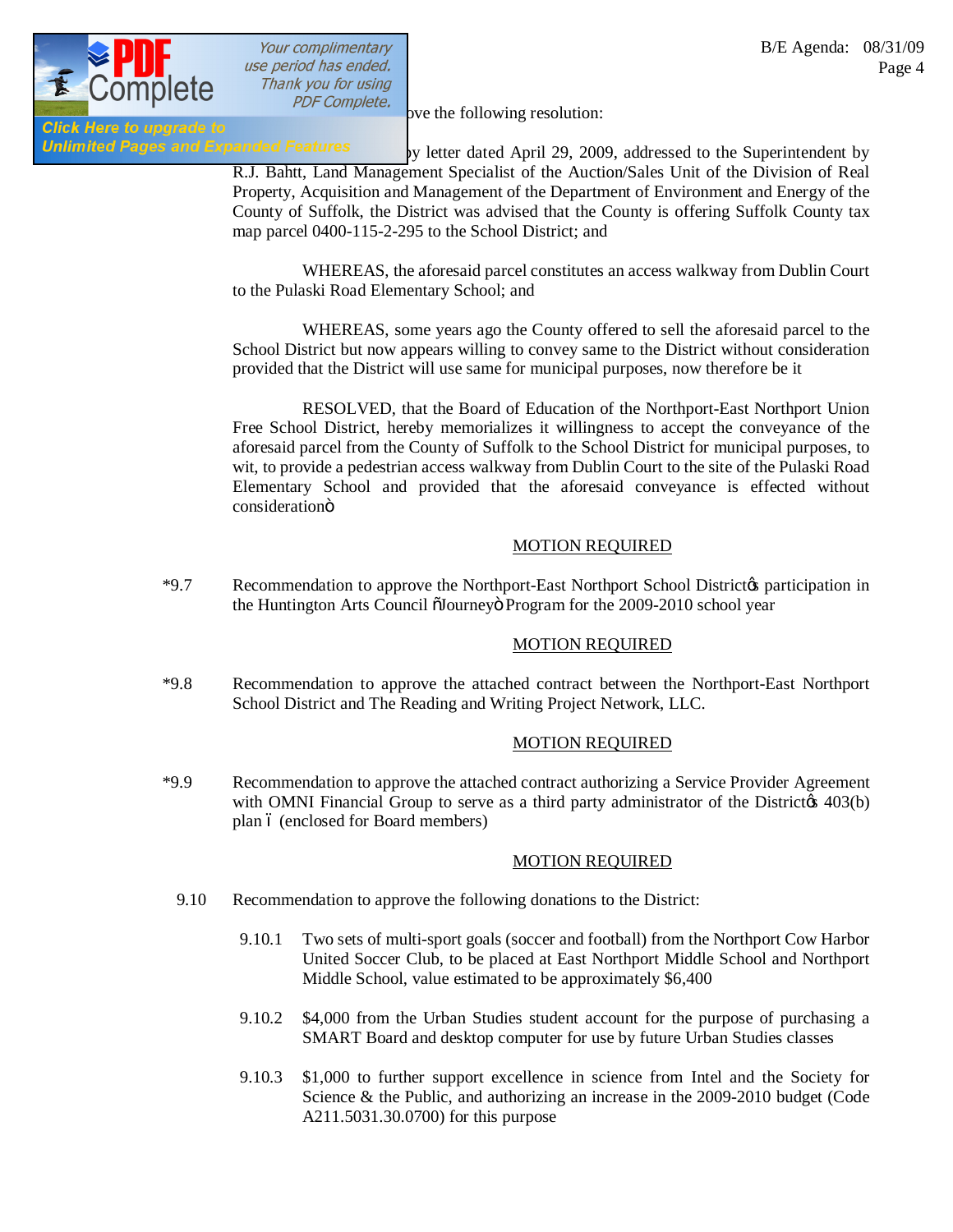ove the following resolution:

by letter dated April 29, 2009, addressed to the Superintendent by R.J. Bahtt, Land Management Specialist of the Auction/Sales Unit of the Division of Real Property, Acquisition and Management of the Department of Environment and Energy of the County of Suffolk, the District was advised that the County is offering Suffolk County tax map parcel 0400-115-2-295 to the School District; and

WHEREAS, the aforesaid parcel constitutes an access walkway from Dublin Court to the Pulaski Road Elementary School; and

WHEREAS, some years ago the County offered to sell the aforesaid parcel to the School District but now appears willing to convey same to the District without consideration provided that the District will use same for municipal purposes, now therefore be it

RESOLVED, that the Board of Education of the Northport-East Northport Union Free School District, hereby memorializes it willingness to accept the conveyance of the aforesaid parcel from the County of Suffolk to the School District for municipal purposes, to wit, to provide a pedestrian access walkway from Dublin Court to the site of the Pulaski Road Elementary School and provided that the aforesaid conveyance is effected without consideration"

<u>MOTION REQUIRED</u>

*9.7 Recommendation to approve the Northport-East Northport School District's participation in the Huntington Arts Council "Journey" Program for the 2009-2010 school year

<u>MOTION REQUIRED</u>

*9.8 Recommendation to approve the attached contract between the Northport-East Northport School District and The Reading and Writing Project Network, LLC.

<u>MOTION REQUIRED</u>

*9.9 Recommendation to approve the attached contract authorizing a Service Provider Agreement with OMNI Financial Group to serve as a third party administrator of the District's 403(b) plan – (enclosed for Board members)

<u>MOTION REQUIRED</u>

9.10 Recommendation to approve the following donations to the District:

9.10.1 Two sets of multi-sport goals (soccer and football) from the Northport Cow Harbor United Soccer Club, to be placed at East Northport Middle School and Northport Middle School, value estimated to be approximately $6,400

9.10.2 $4,000 from the Urban Studies student account for the purpose of purchasing a SMART Board and desktop computer for use by future Urban Studies classes

9.10.3 $1,000 to further support excellence in science from Intel and the Society for Science & the Public, and authorizing an increase in the 2009-2010 budget (Code A211.5031.30.0700) for this purpose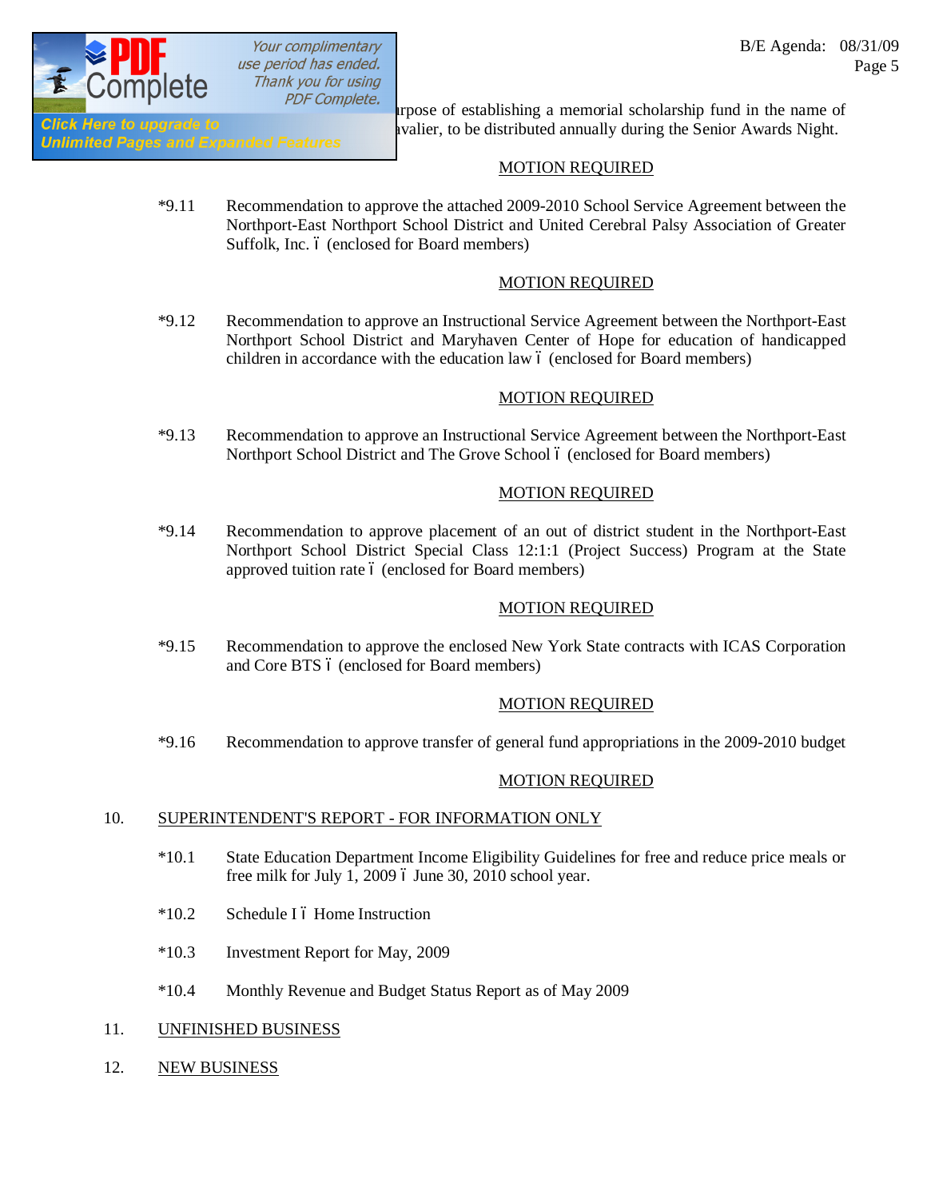rpose of establishing a memorial scholarship fund in the name of avalier, to be distributed annually during the Senior Awards Night.

MOTION REQUIRED

*9.11 Recommendation to approve the attached 2009-2010 School Service Agreement between the Northport-East Northport School District and United Cerebral Palsy Association of Greater Suffolk, Inc. ó (enclosed for Board members)

MOTION REQUIRED

*9.12 Recommendation to approve an Instructional Service Agreement between the Northport-East Northport School District and Maryhaven Center of Hope for education of handicapped children in accordance with the education law ó (enclosed for Board members)

MOTION REQUIRED

*9.13 Recommendation to approve an Instructional Service Agreement between the Northport-East Northport School District and The Grove School ó (enclosed for Board members)

MOTION REQUIRED

*9.14 Recommendation to approve placement of an out of district student in the Northport-East Northport School District Special Class 12:1:1 (Project Success) Program at the State approved tuition rate ó (enclosed for Board members)

MOTION REQUIRED

*9.15 Recommendation to approve the enclosed New York State contracts with ICAS Corporation and Core BTS ó (enclosed for Board members)

MOTION REQUIRED

*9.16 Recommendation to approve transfer of general fund appropriations in the 2009-2010 budget

MOTION REQUIRED

10. SUPERINTENDENT'S REPORT - FOR INFORMATION ONLY

*10.1 State Education Department Income Eligibility Guidelines for free and reduce price meals or free milk for July 1, 2009 ó June 30, 2010 school year.

*10.2 Schedule I ó Home Instruction

*10.3 Investment Report for May, 2009

*10.4 Monthly Revenue and Budget Status Report as of May 2009

11. UNFINISHED BUSINESS

12. NEW BUSINESS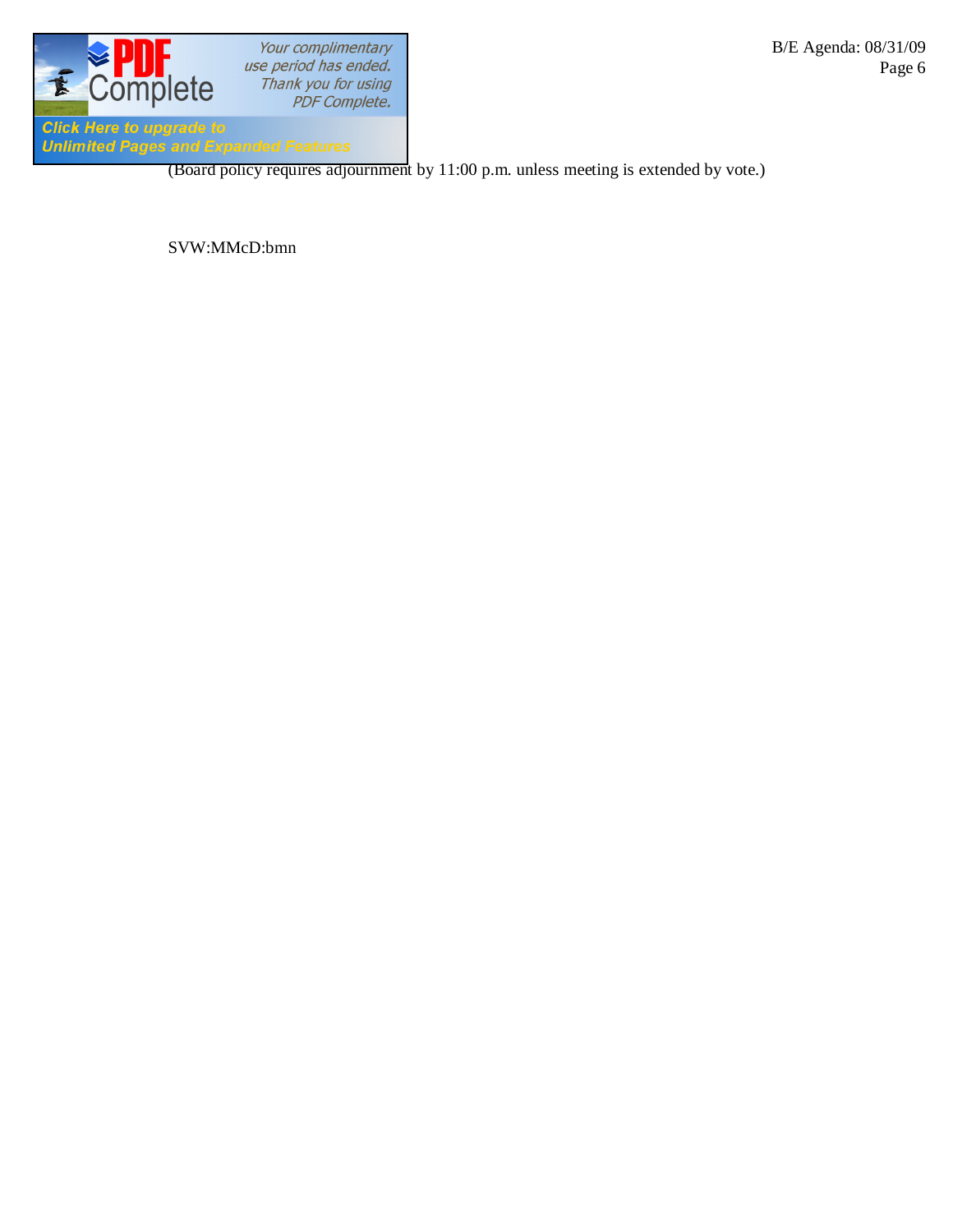(Board policy requires adjournment by 11:00 p.m. unless meeting is extended by vote.)

SVW:MMcD:bmn